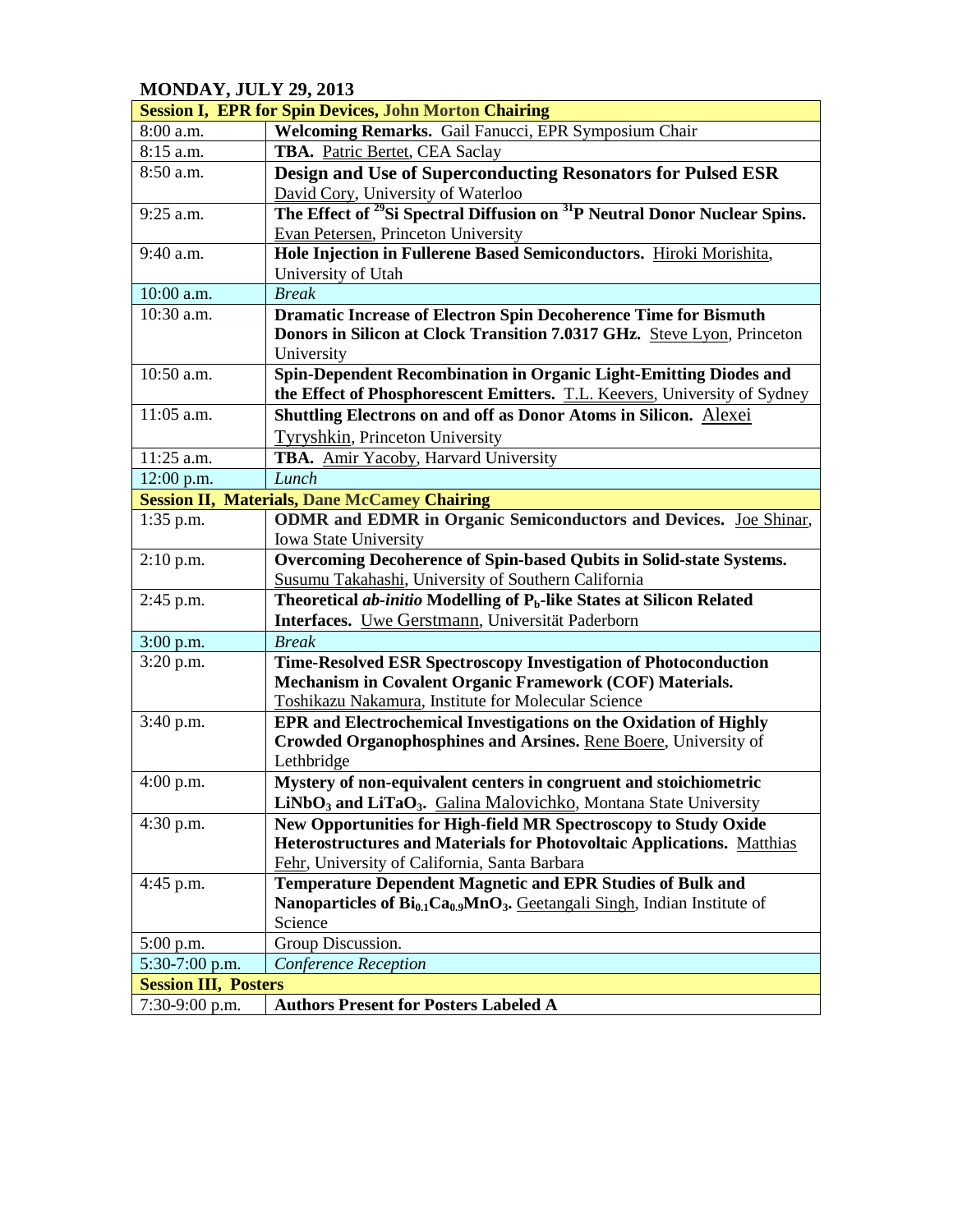## MONDAY, JULY 29, 2013

| | |
|---|---|
| **Session I, EPR for Spin Devices, John Morton Chairing** | |
| 8:00 a.m. | **Welcoming Remarks.** Gail Fanucci, EPR Symposium Chair |
| 8:15 a.m. | **TBA.** Patric Bertet, CEA Saclay |
| 8:50 a.m. | **Design and Use of Superconducting Resonators for Pulsed ESR** David Cory, University of Waterloo |
| 9:25 a.m. | **The Effect of $^{29}$Si Spectral Diffusion on $^{31}$P Neutral Donor Nuclear Spins.** Evan Petersen, Princeton University |
| 9:40 a.m. | **Hole Injection in Fullerene Based Semiconductors.** Hiroki Morishita, University of Utah |
| 10:00 a.m. | *Break* |
| 10:30 a.m. | **Dramatic Increase of Electron Spin Decoherence Time for Bismuth Donors in Silicon at Clock Transition 7.0317 GHz.** Steve Lyon, Princeton University |
| 10:50 a.m. | **Spin-Dependent Recombination in Organic Light-Emitting Diodes and the Effect of Phosphorescent Emitters.** T.L. Keevers, University of Sydney |
| 11:05 a.m. | **Shuttling Electrons on and off as Donor Atoms in Silicon.** Alexei Tyryshkin, Princeton University |
| 11:25 a.m. | **TBA.** Amir Yacoby, Harvard University |
| 12:00 p.m. | *Lunch* |
| **Session II, Materials, Dane McCamey Chairing** | |
| 1:35 p.m. | **ODMR and EDMR in Organic Semiconductors and Devices.** Joe Shinar, Iowa State University |
| 2:10 p.m. | **Overcoming Decoherence of Spin-based Qubits in Solid-state Systems.** Susumu Takahashi, University of Southern California |
| 2:45 p.m. | **Theoretical *ab-initio* Modelling of $P_b$-like States at Silicon Related Interfaces.** Uwe Gerstmann, Universität Paderborn |
| 3:00 p.m. | *Break* |
| 3:20 p.m. | **Time-Resolved ESR Spectroscopy Investigation of Photoconduction Mechanism in Covalent Organic Framework (COF) Materials.** Toshikazu Nakamura, Institute for Molecular Science |
| 3:40 p.m. | **EPR and Electrochemical Investigations on the Oxidation of Highly Crowded Organophosphines and Arsines.** Rene Boere, University of Lethbridge |
| 4:00 p.m. | **Mystery of non-equivalent centers in congruent and stoichiometric $LiNbO_3$ and $LiTaO_3$.** Galina Malovichko, Montana State University |
| 4:30 p.m. | **New Opportunities for High-field MR Spectroscopy to Study Oxide Heterostructures and Materials for Photovoltaic Applications.** Matthias Fehr, University of California, Santa Barbara |
| 4:45 p.m. | **Temperature Dependent Magnetic and EPR Studies of Bulk and Nanoparticles of $Bi_{0.1}Ca_{0.9}MnO_3$.** Geetangali Singh, Indian Institute of Science |
| 5:00 p.m. | Group Discussion. |
| 5:30-7:00 p.m. | *Conference Reception* |
| **Session III, Posters** | |
| 7:30-9:00 p.m. | **Authors Present for Posters Labeled A** |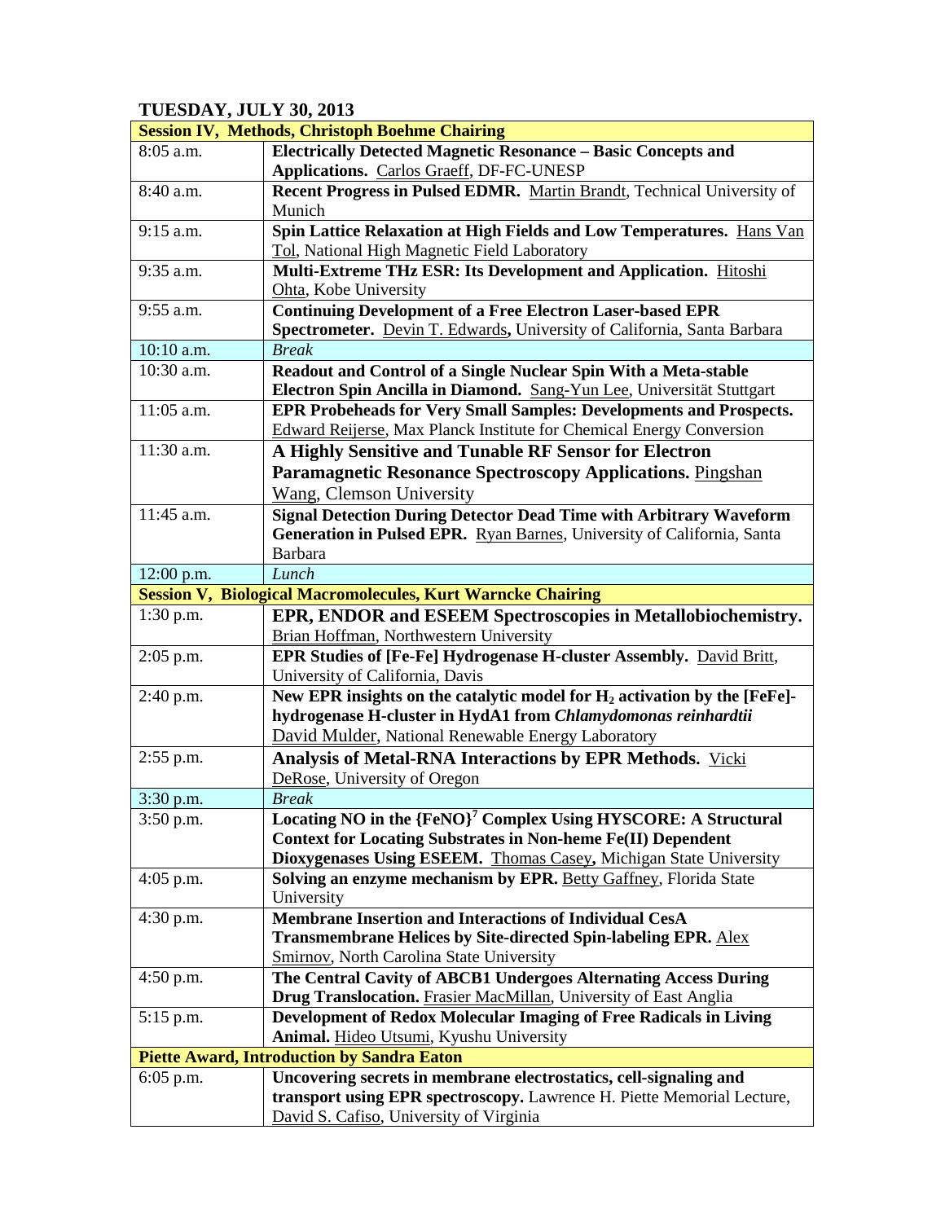## TUESDAY, JULY 30, 2013

| **Session IV, Methods, Christoph Boehme Chairing** | |
|---|---|
| 8:05 a.m. | **Electrically Detected Magnetic Resonance – Basic Concepts and Applications.** Carlos Graeff, DF-FC-UNESP |
| 8:40 a.m. | **Recent Progress in Pulsed EDMR.** Martin Brandt, Technical University of Munich |
| 9:15 a.m. | **Spin Lattice Relaxation at High Fields and Low Temperatures.** Hans Van Tol, National High Magnetic Field Laboratory |
| 9:35 a.m. | **Multi-Extreme THz ESR: Its Development and Application.** Hitoshi Ohta, Kobe University |
| 9:55 a.m. | **Continuing Development of a Free Electron Laser-based EPR Spectrometer.** Devin T. Edwards, University of California, Santa Barbara |
| 10:10 a.m. | *Break* |
| 10:30 a.m. | **Readout and Control of a Single Nuclear Spin With a Meta-stable Electron Spin Ancilla in Diamond.** Sang-Yun Lee, Universität Stuttgart |
| 11:05 a.m. | **EPR Probeheads for Very Small Samples: Developments and Prospects.** Edward Reijerse, Max Planck Institute for Chemical Energy Conversion |
| 11:30 a.m. | **A Highly Sensitive and Tunable RF Sensor for Electron Paramagnetic Resonance Spectroscopy Applications.** Pingshan Wang, Clemson University |
| 11:45 a.m. | **Signal Detection During Detector Dead Time with Arbitrary Waveform Generation in Pulsed EPR.** Ryan Barnes, University of California, Santa Barbara |
| 12:00 p.m. | *Lunch* |
| **Session V, Biological Macromolecules, Kurt Warncke Chairing** | |
| 1:30 p.m. | **EPR, ENDOR and ESEEM Spectroscopies in Metallobiochemistry.** Brian Hoffman, Northwestern University |
| 2:05 p.m. | **EPR Studies of [Fe-Fe] Hydrogenase H-cluster Assembly.** David Britt, University of California, Davis |
| 2:40 p.m. | **New EPR insights on the catalytic model for $H_2$ activation by the [FeFe]-hydrogenase H-cluster in HydA1 from *Chlamydomonas reinhardtii*** David Mulder, National Renewable Energy Laboratory |
| 2:55 p.m. | **Analysis of Metal-RNA Interactions by EPR Methods.** Vicki DeRose, University of Oregon |
| 3:30 p.m. | *Break* |
| 3:50 p.m. | **Locating NO in the $\{FeNO\}^7$ Complex Using HYSCORE: A Structural Context for Locating Substrates in Non-heme Fe(II) Dependent Dioxygenases Using ESEEM.** Thomas Casey, Michigan State University |
| 4:05 p.m. | **Solving an enzyme mechanism by EPR.** Betty Gaffney, Florida State University |
| 4:30 p.m. | **Membrane Insertion and Interactions of Individual CesA Transmembrane Helices by Site-directed Spin-labeling EPR.** Alex Smirnov, North Carolina State University |
| 4:50 p.m. | **The Central Cavity of ABCB1 Undergoes Alternating Access During Drug Translocation.** Frasier MacMillan, University of East Anglia |
| 5:15 p.m. | **Development of Redox Molecular Imaging of Free Radicals in Living Animal.** Hideo Utsumi, Kyushu University |
| **Piette Award, Introduction by Sandra Eaton** | |
| 6:05 p.m. | **Uncovering secrets in membrane electrostatics, cell-signaling and transport using EPR spectroscopy.** Lawrence H. Piette Memorial Lecture, David S. Cafiso, University of Virginia |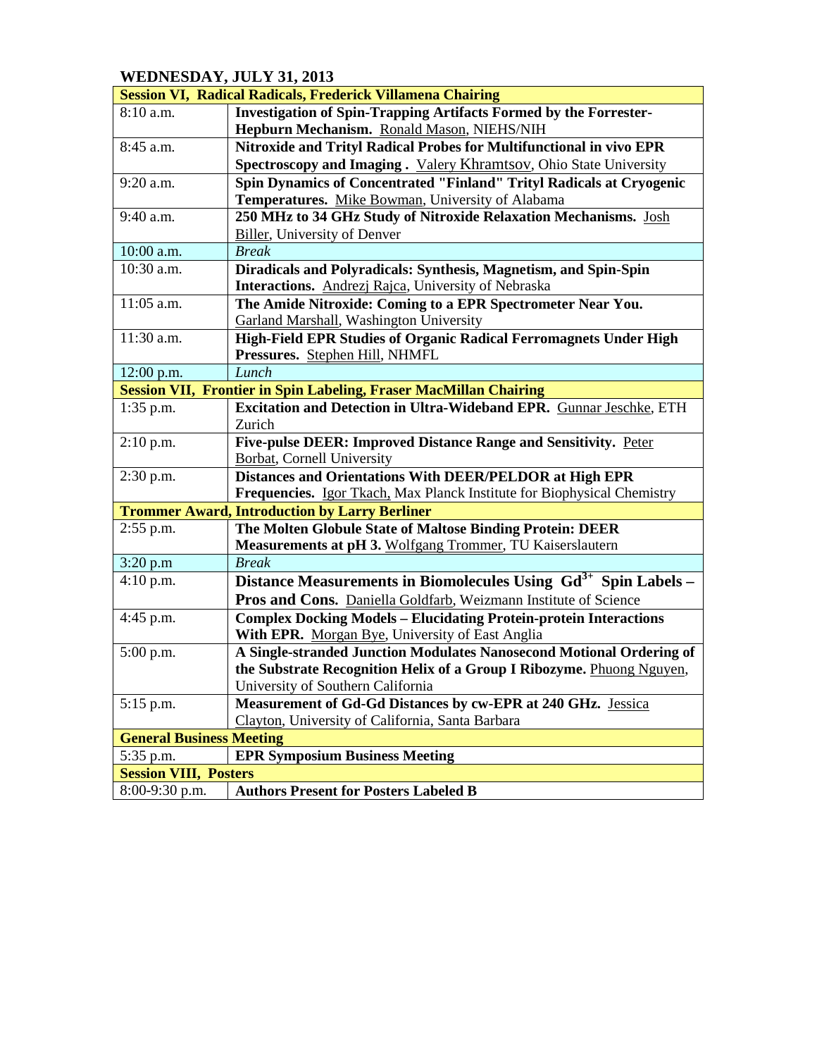## WEDNESDAY, JULY 31, 2013

| Session VI, Radical Radicals, Frederick Villamena Chairing | |
|---|---|
| 8:10 a.m. | **Investigation of Spin-Trapping Artifacts Formed by the Forrester-Hepburn Mechanism.** Ronald Mason, NIEHS/NIH |
| 8:45 a.m. | **Nitroxide and Trityl Radical Probes for Multifunctional in vivo EPR Spectroscopy and Imaging .** Valery Khramtsov, Ohio State University |
| 9:20 a.m. | **Spin Dynamics of Concentrated "Finland" Trityl Radicals at Cryogenic Temperatures.** Mike Bowman, University of Alabama |
| 9:40 a.m. | **250 MHz to 34 GHz Study of Nitroxide Relaxation Mechanisms.** Josh Biller, University of Denver |
| 10:00 a.m. | *Break* |
| 10:30 a.m. | **Diradicals and Polyradicals: Synthesis, Magnetism, and Spin-Spin Interactions.** Andrezj Rajca, University of Nebraska |
| 11:05 a.m. | **The Amide Nitroxide: Coming to a EPR Spectrometer Near You.** Garland Marshall, Washington University |
| 11:30 a.m. | **High-Field EPR Studies of Organic Radical Ferromagnets Under High Pressures.** Stephen Hill, NHMFL |
| 12:00 p.m. | *Lunch* |
| **Session VII, Frontier in Spin Labeling, Fraser MacMillan Chairing** | |
| 1:35 p.m. | **Excitation and Detection in Ultra-Wideband EPR.** Gunnar Jeschke, ETH Zurich |
| 2:10 p.m. | **Five-pulse DEER: Improved Distance Range and Sensitivity.** Peter Borbat, Cornell University |
| 2:30 p.m. | **Distances and Orientations With DEER/PELDOR at High EPR Frequencies.** Igor Tkach, Max Planck Institute for Biophysical Chemistry |
| **Trommer Award, Introduction by Larry Berliner** | |
| 2:55 p.m. | **The Molten Globule State of Maltose Binding Protein: DEER Measurements at pH 3.** Wolfgang Trommer, TU Kaiserslautern |
| 3:20 p.m | *Break* |
| 4:10 p.m. | **Distance Measurements in Biomolecules Using $Gd^{3+}$ Spin Labels – Pros and Cons.** Daniella Goldfarb, Weizmann Institute of Science |
| 4:45 p.m. | **Complex Docking Models – Elucidating Protein-protein Interactions With EPR.** Morgan Bye, University of East Anglia |
| 5:00 p.m. | **A Single-stranded Junction Modulates Nanosecond Motional Ordering of the Substrate Recognition Helix of a Group I Ribozyme.** Phuong Nguyen, University of Southern California |
| 5:15 p.m. | **Measurement of Gd-Gd Distances by cw-EPR at 240 GHz.** Jessica Clayton, University of California, Santa Barbara |
| **General Business Meeting** | |
| 5:35 p.m. | **EPR Symposium Business Meeting** |
| **Session VIII, Posters** | |
| 8:00-9:30 p.m. | **Authors Present for Posters Labeled B** |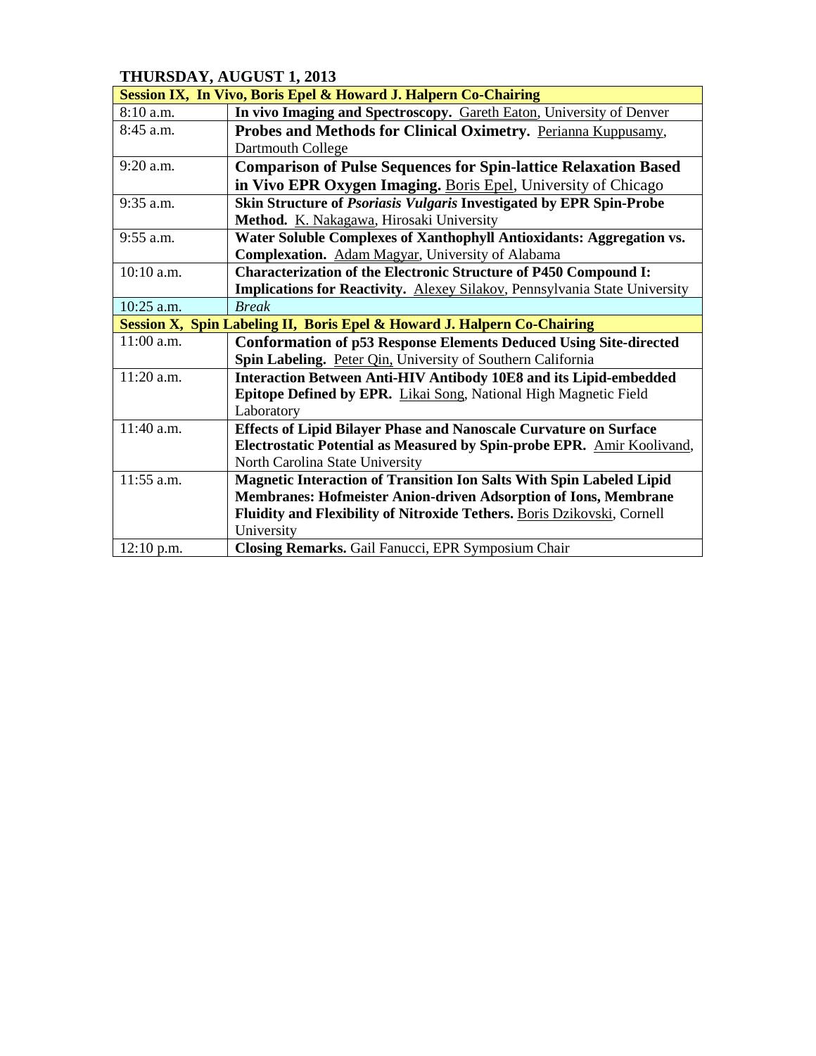## THURSDAY, AUGUST 1, 2013

| | |
|---|---|
| **Session IX, In Vivo, Boris Epel & Howard J. Halpern Co-Chairing** | |
| 8:10 a.m. | **In vivo Imaging and Spectroscopy.** Gareth Eaton, University of Denver |
| 8:45 a.m. | **Probes and Methods for Clinical Oximetry.** Perianna Kuppusamy, Dartmouth College |
| 9:20 a.m. | **Comparison of Pulse Sequences for Spin-lattice Relaxation Based in Vivo EPR Oxygen Imaging.** Boris Epel, University of Chicago |
| 9:35 a.m. | **Skin Structure of *Psoriasis Vulgaris* Investigated by EPR Spin-Probe Method.** K. Nakagawa, Hirosaki University |
| 9:55 a.m. | **Water Soluble Complexes of Xanthophyll Antioxidants: Aggregation vs. Complexation.** Adam Magyar, University of Alabama |
| 10:10 a.m. | **Characterization of the Electronic Structure of P450 Compound I: Implications for Reactivity.** Alexey Silakov, Pennsylvania State University |
| 10:25 a.m. | *Break* |
| **Session X, Spin Labeling II, Boris Epel & Howard J. Halpern Co-Chairing** | |
| 11:00 a.m. | **Conformation of p53 Response Elements Deduced Using Site-directed Spin Labeling.** Peter Qin, University of Southern California |
| 11:20 a.m. | **Interaction Between Anti-HIV Antibody 10E8 and its Lipid-embedded Epitope Defined by EPR.** Likai Song, National High Magnetic Field Laboratory |
| 11:40 a.m. | **Effects of Lipid Bilayer Phase and Nanoscale Curvature on Surface Electrostatic Potential as Measured by Spin-probe EPR.** Amir Koolivand, North Carolina State University |
| 11:55 a.m. | **Magnetic Interaction of Transition Ion Salts With Spin Labeled Lipid Membranes: Hofmeister Anion-driven Adsorption of Ions, Membrane Fluidity and Flexibility of Nitroxide Tethers.** Boris Dzikovski, Cornell University |
| 12:10 p.m. | **Closing Remarks.** Gail Fanucci, EPR Symposium Chair |